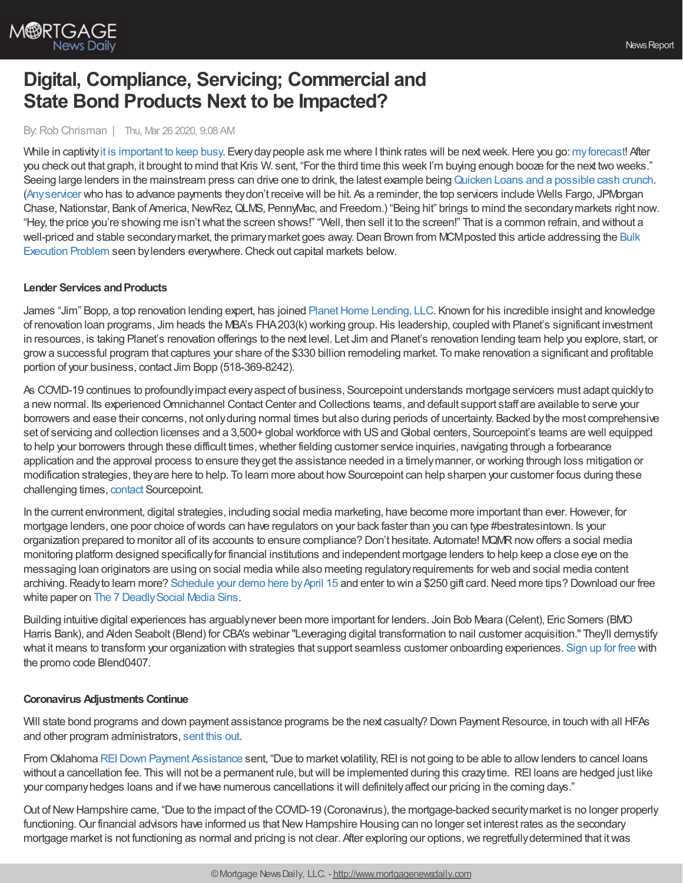# Digital, Compliance, Servicing; Commercial and State Bond Products Next to be Impacted?

By: Rob Chrisman | Thu, Mar 26 2020, 9:08 AM

While in captivity it is important to keep busy. Every day people ask me where I think rates will be next week. Here you go: my forecast! After you check out that graph, it brought to mind that Kris W. sent, "For the third time this week I'm buying enough booze for the next two weeks." Seeing large lenders in the mainstream press can drive one to drink, the latest example being Quicken Loans and a possible cash crunch. (Any servicer who has to advance payments they don't receive will be hit. As a reminder, the top servicers include Wells Fargo, JPMorgan Chase, Nationstar, Bank of America, NewRez, QLMS, PennyMac, and Freedom.) "Being hit" brings to mind the secondary markets right now. "Hey, the price you're showing me isn't what the screen shows!" "Well, then sell it to the screen!" That is a common refrain, and without a well-priced and stable secondary market, the primary market goes away. Dean Brown from MCM posted this article addressing the Bulk Execution Problem seen by lenders everywhere. Check out capital markets below.

**Lender Services and Products**

James "Jim" Bopp, a top renovation lending expert, has joined Planet Home Lending, LLC. Known for his incredible insight and knowledge of renovation loan programs, Jim heads the MBA's FHA 203(k) working group. His leadership, coupled with Planet's significant investment in resources, is taking Planet's renovation offerings to the next level. Let Jim and Planet's renovation lending team help you explore, start, or grow a successful program that captures your share of the $330 billion remodeling market. To make renovation a significant and profitable portion of your business, contact Jim Bopp (518-369-8242).

As COVID-19 continues to profoundly impact every aspect of business, Sourcepoint understands mortgage servicers must adapt quickly to a new normal. Its experienced Omnichannel Contact Center and Collections teams, and default support staff are available to serve your borrowers and ease their concerns, not only during normal times but also during periods of uncertainty. Backed by the most comprehensive set of servicing and collection licenses and a 3,500+ global workforce with US and Global centers, Sourcepoint's teams are well equipped to help your borrowers through these difficult times, whether fielding customer service inquiries, navigating through a forbearance application and the approval process to ensure they get the assistance needed in a timely manner, or working through loss mitigation or modification strategies, they are here to help. To learn more about how Sourcepoint can help sharpen your customer focus during these challenging times, contact Sourcepoint.

In the current environment, digital strategies, including social media marketing, have become more important than ever. However, for mortgage lenders, one poor choice of words can have regulators on your back faster than you can type #bestratesintown. Is your organization prepared to monitor all of its accounts to ensure compliance? Don't hesitate. Automate! MQMR now offers a social media monitoring platform designed specifically for financial institutions and independent mortgage lenders to help keep a close eye on the messaging loan originators are using on social media while also meeting regulatory requirements for web and social media content archiving. Ready to learn more? Schedule your demo here by April 15 and enter to win a $250 gift card. Need more tips? Download our free white paper on The 7 Deadly Social Media Sins.

Building intuitive digital experiences has arguably never been more important for lenders. Join Bob Meara (Celent), Eric Somers (BMO Harris Bank), and Alden Seabolt (Blend) for CBA's webinar "Leveraging digital transformation to nail customer acquisition." They'll demystify what it means to transform your organization with strategies that support seamless customer onboarding experiences. Sign up for free with the promo code Blend0407.

**Coronavirus Adjustments Continue**

Will state bond programs and down payment assistance programs be the next casualty? Down Payment Resource, in touch with all HFAs and other program administrators, sent this out.

From Oklahoma REI Down Payment Assistance sent, "Due to market volatility, REI is not going to be able to allow lenders to cancel loans without a cancellation fee. This will not be a permanent rule, but will be implemented during this crazy time. REI loans are hedged just like your company hedges loans and if we have numerous cancellations it will definitely affect our pricing in the coming days."

Out of New Hampshire came, "Due to the impact of the COVID-19 (Coronavirus), the mortgage-backed security market is no longer properly functioning. Our financial advisors have informed us that New Hampshire Housing can no longer set interest rates as the secondary mortgage market is not functioning as normal and pricing is not clear. After exploring our options, we regretfully determined that it was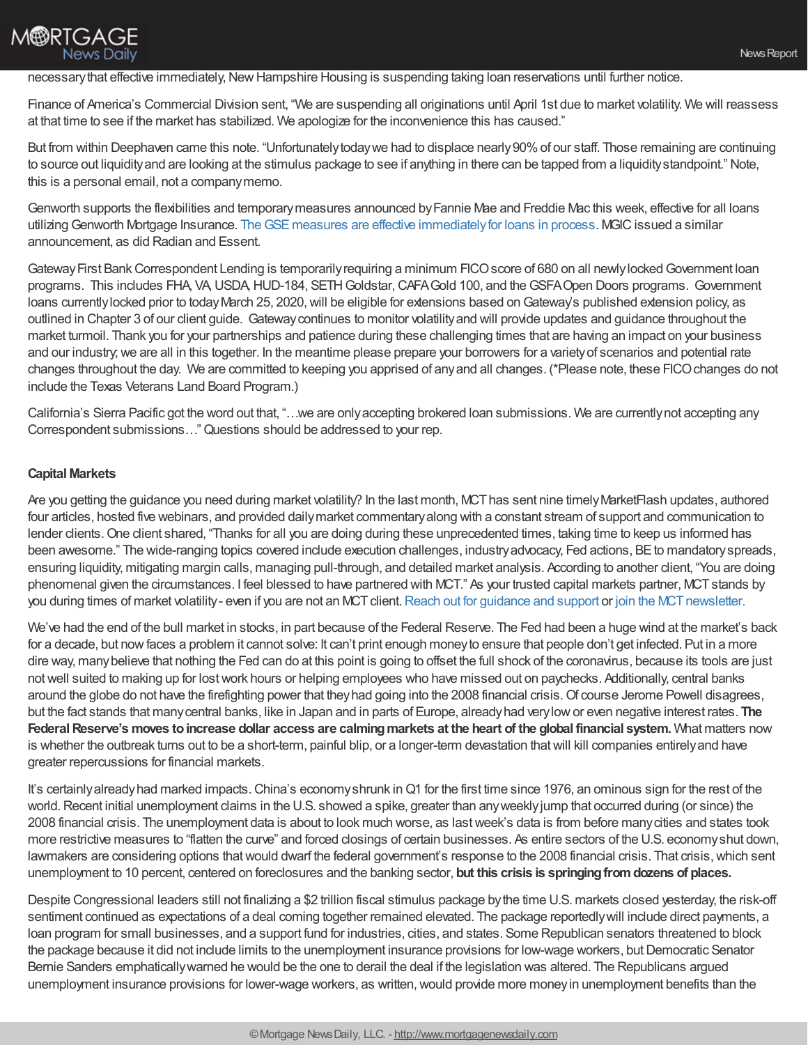necessary that effective immediately, New Hampshire Housing is suspending taking loan reservations until further notice.

Finance of America's Commercial Division sent, "We are suspending all originations until April 1st due to market volatility. We will reassess at that time to see if the market has stabilized. We apologize for the inconvenience this has caused."

But from within Deephaven came this note. "Unfortunately today we had to displace nearly 90% of our staff. Those remaining are continuing to source out liquidity and are looking at the stimulus package to see if anything in there can be tapped from a liquidity standpoint." Note, this is a personal email, not a company memo.

Genworth supports the flexibilities and temporary measures announced by Fannie Mae and Freddie Mac this week, effective for all loans utilizing Genworth Mortgage Insurance. The GSE measures are effective immediately for loans in process. MGIC issued a similar announcement, as did Radian and Essent.

Gateway First Bank Correspondent Lending is temporarily requiring a minimum FICO score of 680 on all newly locked Government loan programs. This includes FHA, VA, USDA, HUD-184, SETH Goldstar, CAFA Gold 100, and the GSFA Open Doors programs. Government loans currently locked prior to today March 25, 2020, will be eligible for extensions based on Gateway's published extension policy, as outlined in Chapter 3 of our client guide. Gateway continues to monitor volatility and will provide updates and guidance throughout the market turmoil. Thank you for your partnerships and patience during these challenging times that are having an impact on your business and our industry; we are all in this together. In the meantime please prepare your borrowers for a variety of scenarios and potential rate changes throughout the day. We are committed to keeping you apprised of any and all changes. (*Please note, these FICO changes do not include the Texas Veterans Land Board Program.)

California's Sierra Pacific got the word out that, "…we are only accepting brokered loan submissions. We are currently not accepting any Correspondent submissions…" Questions should be addressed to your rep.

**Capital Markets**

Are you getting the guidance you need during market volatility? In the last month, MCT has sent nine timely MarketFlash updates, authored four articles, hosted five webinars, and provided daily market commentary along with a constant stream of support and communication to lender clients. One client shared, "Thanks for all you are doing during these unprecedented times, taking time to keep us informed has been awesome." The wide-ranging topics covered include execution challenges, industry advocacy, Fed actions, BE to mandatory spreads, ensuring liquidity, mitigating margin calls, managing pull-through, and detailed market analysis. According to another client, "You are doing phenomenal given the circumstances. I feel blessed to have partnered with MCT." As your trusted capital markets partner, MCT stands by you during times of market volatility - even if you are not an MCT client. Reach out for guidance and support or join the MCT newsletter.

We've had the end of the bull market in stocks, in part because of the Federal Reserve. The Fed had been a huge wind at the market's back for a decade, but now faces a problem it cannot solve: It can't print enough money to ensure that people don't get infected. Put in a more dire way, many believe that nothing the Fed can do at this point is going to offset the full shock of the coronavirus, because its tools are just not well suited to making up for lost work hours or helping employees who have missed out on paychecks. Additionally, central banks around the globe do not have the firefighting power that they had going into the 2008 financial crisis. Of course Jerome Powell disagrees, but the fact stands that many central banks, like in Japan and in parts of Europe, already had very low or even negative interest rates. **The Federal Reserve's moves to increase dollar access are calming markets at the heart of the global financial system.** What matters now is whether the outbreak turns out to be a short-term, painful blip, or a longer-term devastation that will kill companies entirely and have greater repercussions for financial markets.

It's certainly already had marked impacts. China's economy shrunk in Q1 for the first time since 1976, an ominous sign for the rest of the world. Recent initial unemployment claims in the U.S. showed a spike, greater than any weekly jump that occurred during (or since) the 2008 financial crisis. The unemployment data is about to look much worse, as last week's data is from before many cities and states took more restrictive measures to "flatten the curve" and forced closings of certain businesses. As entire sectors of the U.S. economy shut down, lawmakers are considering options that would dwarf the federal government's response to the 2008 financial crisis. That crisis, which sent unemployment to 10 percent, centered on foreclosures and the banking sector, **but this crisis is springing from dozens of places.**

Despite Congressional leaders still not finalizing a $2 trillion fiscal stimulus package by the time U.S. markets closed yesterday, the risk-off sentiment continued as expectations of a deal coming together remained elevated. The package reportedly will include direct payments, a loan program for small businesses, and a support fund for industries, cities, and states. Some Republican senators threatened to block the package because it did not include limits to the unemployment insurance provisions for low-wage workers, but Democratic Senator Bernie Sanders emphatically warned he would be the one to derail the deal if the legislation was altered. The Republicans argued unemployment insurance provisions for lower-wage workers, as written, would provide more money in unemployment benefits than the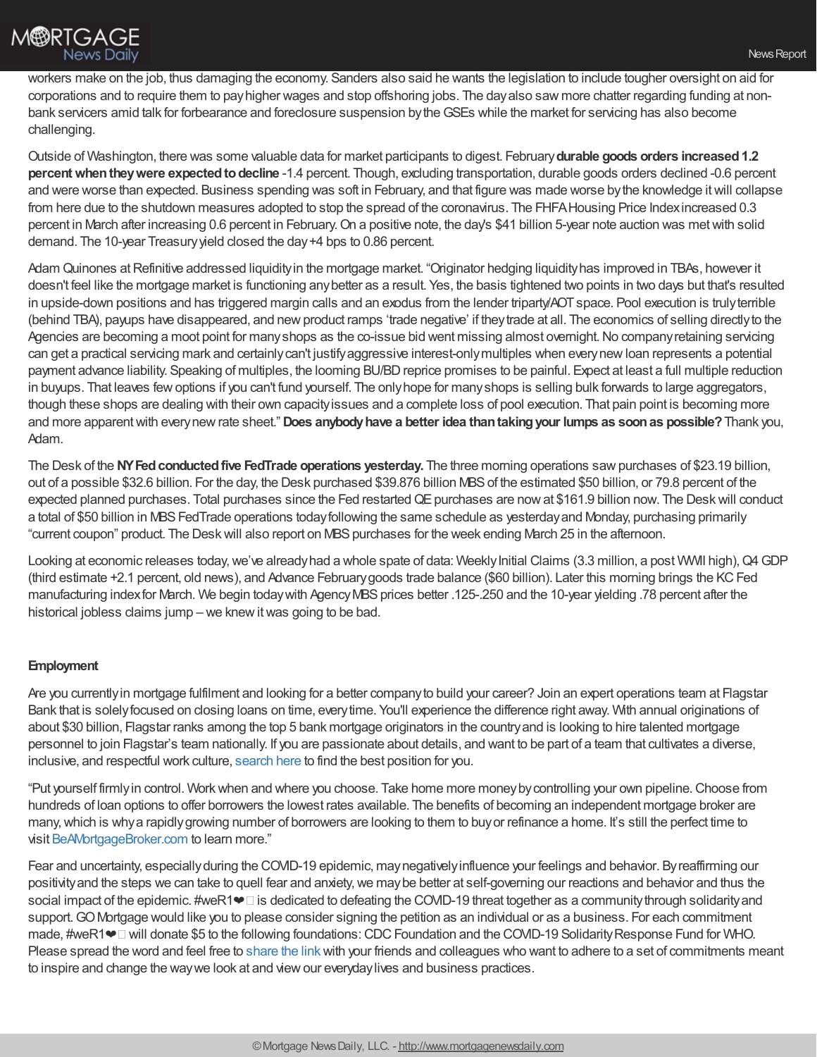workers make on the job, thus damaging the economy. Sanders also said he wants the legislation to include tougher oversight on aid for corporations and to require them to pay higher wages and stop offshoring jobs. The day also saw more chatter regarding funding at non-bank servicers amid talk for forbearance and foreclosure suspension by the GSEs while the market for servicing has also become challenging.

Outside of Washington, there was some valuable data for market participants to digest. February **durable goods orders increased 1.2 percent when they were expected to decline** -1.4 percent. Though, excluding transportation, durable goods orders declined -0.6 percent and were worse than expected. Business spending was soft in February, and that figure was made worse by the knowledge it will collapse from here due to the shutdown measures adopted to stop the spread of the coronavirus. The FHFA Housing Price Index increased 0.3 percent in March after increasing 0.6 percent in February. On a positive note, the day's $41 billion 5-year note auction was met with solid demand. The 10-year Treasury yield closed the day +4 bps to 0.86 percent.

Adam Quinones at Refinitive addressed liquidity in the mortgage market. "Originator hedging liquidity has improved in TBAs, however it doesn't feel like the mortgage market is functioning any better as a result. Yes, the basis tightened two points in two days but that's resulted in upside-down positions and has triggered margin calls and an exodus from the lender tripartyAOT space. Pool execution is truly terrible (behind TBA), payups have disappeared, and new product ramps 'trade negative' if they trade at all. The economics of selling directly to the Agencies are becoming a moot point for many shops as the co-issue bid went missing almost overnight. No company retaining servicing can get a practical servicing mark and certainly can't justify aggressive interest-only multiples when every new loan represents a potential payment advance liability. Speaking of multiples, the looming BU/BD reprice promises to be painful. Expect at least a full multiple reduction in buyups. That leaves few options if you can't fund yourself. The only hope for many shops is selling bulk forwards to large aggregators, though these shops are dealing with their own capacity issues and a complete loss of pool execution. That pain point is becoming more and more apparent with every new rate sheet." **Does anybody have a better idea than taking your lumps as soon as possible?** Thank you, Adam.

The Desk of the **NY Fed conducted five FedTrade operations yesterday.** The three morning operations saw purchases of $23.19 billion, out of a possible $32.6 billion. For the day, the Desk purchased $39.876 billion MBS of the estimated $50 billion, or 79.8 percent of the expected planned purchases. Total purchases since the Fed restarted QE purchases are now at $161.9 billion now. The Desk will conduct a total of $50 billion in MBS FedTrade operations today following the same schedule as yesterday and Monday, purchasing primarily "current coupon" product. The Desk will also report on MBS purchases for the week ending March 25 in the afternoon.

Looking at economic releases today, we've already had a whole spate of data: Weekly Initial Claims (3.3 million, a post WWII high), Q4 GDP (third estimate +2.1 percent, old news), and Advance February goods trade balance ($60 billion). Later this morning brings the KC Fed manufacturing index for March. We begin today with Agency MBS prices better .125-.250 and the 10-year yielding .78 percent after the historical jobless claims jump – we knew it was going to be bad.

**Employment**

Are you currently in mortgage fulfilment and looking for a better company to build your career? Join an expert operations team at Flagstar Bank that is solely focused on closing loans on time, every time. You'll experience the difference right away. With annual originations of about $30 billion, Flagstar ranks among the top 5 bank mortgage originators in the country and is looking to hire talented mortgage personnel to join Flagstar's team nationally. If you are passionate about details, and want to be part of a team that cultivates a diverse, inclusive, and respectful work culture, search here to find the best position for you.

"Put yourself firmly in control. Work when and where you choose. Take home more money by controlling your own pipeline. Choose from hundreds of loan options to offer borrowers the lowest rates available. The benefits of becoming an independent mortgage broker are many, which is why a rapidly growing number of borrowers are looking to them to buy or refinance a home. It's still the perfect time to visit BeAMortgageBroker.com to learn more."

Fear and uncertainty, especially during the COVID-19 epidemic, may negatively influence your feelings and behavior. By reaffirming our positivity and the steps we can take to quell fear and anxiety, we may be better at self-governing our reactions and behavior and thus the social impact of the epidemic. #weR1❤ is dedicated to defeating the COVID-19 threat together as a community through solidarity and support. GO Mortgage would like you to please consider signing the petition as an individual or as a business. For each commitment made, #weR1❤ will donate $5 to the following foundations: CDC Foundation and the COVID-19 Solidarity Response Fund for WHO. Please spread the word and feel free to share the link with your friends and colleagues who want to adhere to a set of commitments meant to inspire and change the way we look at and view our everyday lives and business practices.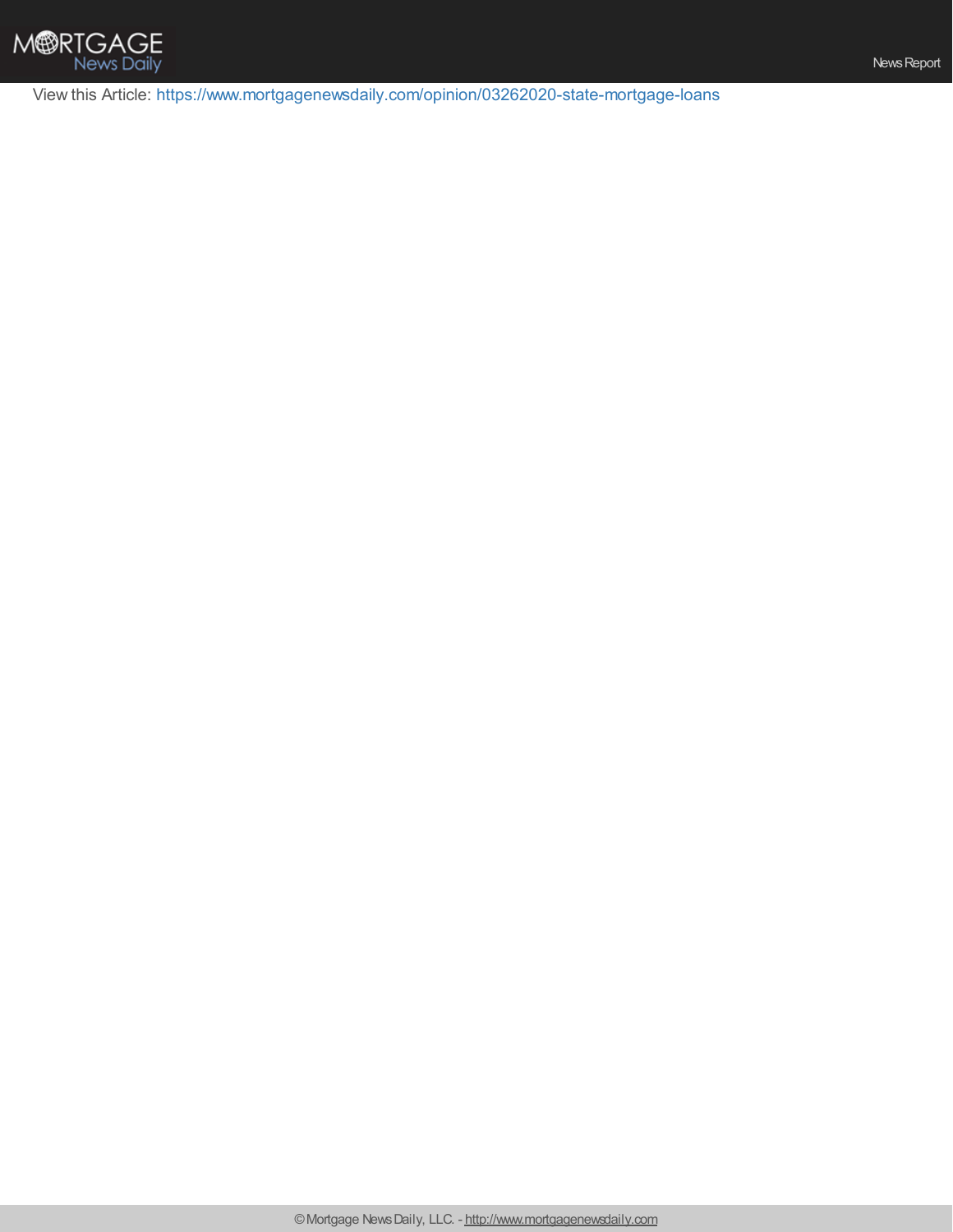View this Article: https://www.mortgagenewsdaily.com/opinion/03262020-state-mortgage-loans